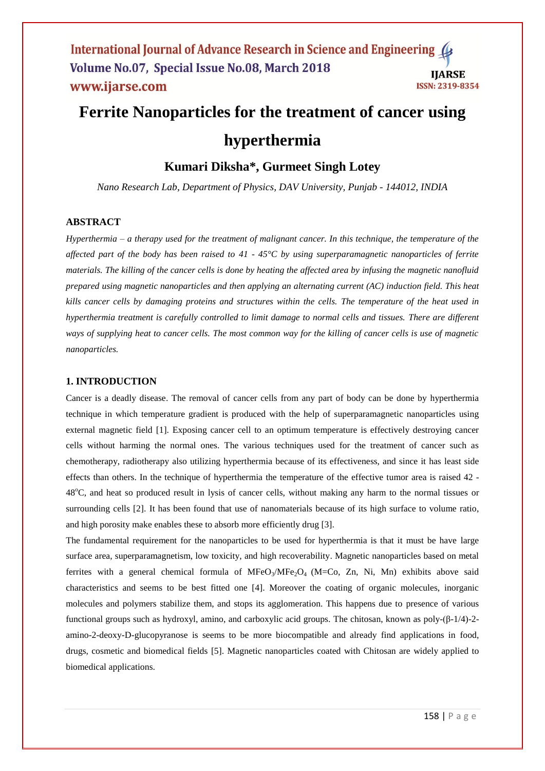# Ferrite Nanoparticles for the treatment of cancer using hyperthermia

## Kumari Diksha*, Gurmeet Singh Lotey

*Nano Research Lab, Department of Physics, DAV University, Punjab - 144012, INDIA*

### ABSTRACT

*Hyperthermia – a therapy used for the treatment of malignant cancer. In this technique, the temperature of the affected part of the body has been raised to 41 - 45°C by using superparamagnetic nanoparticles of ferrite materials. The killing of the cancer cells is done by heating the affected area by infusing the magnetic nanofluid prepared using magnetic nanoparticles and then applying an alternating current (AC) induction field. This heat kills cancer cells by damaging proteins and structures within the cells. The temperature of the heat used in hyperthermia treatment is carefully controlled to limit damage to normal cells and tissues. There are different ways of supplying heat to cancer cells. The most common way for the killing of cancer cells is use of magnetic nanoparticles.*

### 1. INTRODUCTION

Cancer is a deadly disease. The removal of cancer cells from any part of body can be done by hyperthermia technique in which temperature gradient is produced with the help of superparamagnetic nanoparticles using external magnetic field [1]. Exposing cancer cell to an optimum temperature is effectively destroying cancer cells without harming the normal ones. The various techniques used for the treatment of cancer such as chemotherapy, radiotherapy also utilizing hyperthermia because of its effectiveness, and since it has least side effects than others. In the technique of hyperthermia the temperature of the effective tumor area is raised 42 - 48°C, and heat so produced result in lysis of cancer cells, without making any harm to the normal tissues or surrounding cells [2]. It has been found that use of nanomaterials because of its high surface to volume ratio, and high porosity make enables these to absorb more efficiently drug [3].

The fundamental requirement for the nanoparticles to be used for hyperthermia is that it must be have large surface area, superparamagnetism, low toxicity, and high recoverability. Magnetic nanoparticles based on metal ferrites with a general chemical formula of $MFeO_3/MFe_2O_4$ (M=Co, Zn, Ni, Mn) exhibits above said characteristics and seems to be best fitted one [4]. Moreover the coating of organic molecules, inorganic molecules and polymers stabilize them, and stops its agglomeration. This happens due to presence of various functional groups such as hydroxyl, amino, and carboxylic acid groups. The chitosan, known as poly-(β-1/4)-2-amino-2-deoxy-D-glucopyranose is seems to be more biocompatible and already find applications in food, drugs, cosmetic and biomedical fields [5]. Magnetic nanoparticles coated with Chitosan are widely applied to biomedical applications.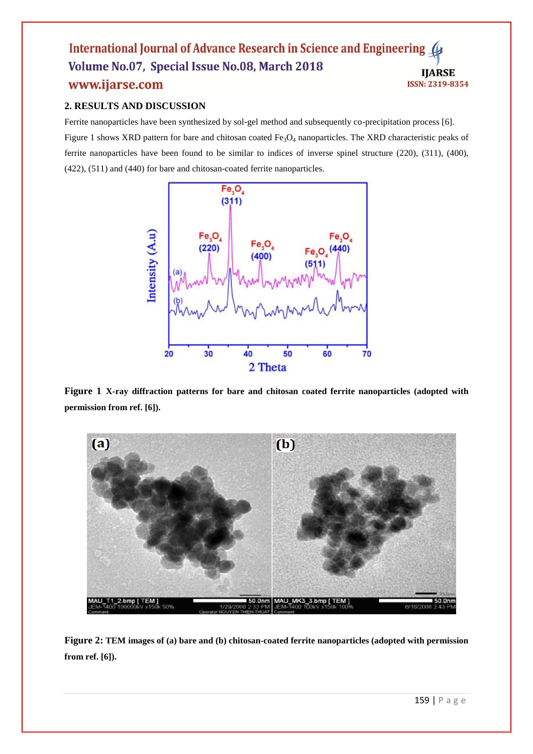## 2. RESULTS AND DISCUSSION

Ferrite nanoparticles have been synthesized by sol-gel method and subsequently co-precipitation process [6]. Figure 1 shows XRD pattern for bare and chitosan coated $Fe_3O_4$ nanoparticles. The XRD characteristic peaks of ferrite nanoparticles have been found to be similar to indices of inverse spinel structure (220), (311), (400), (422), (511) and (440) for bare and chitosan-coated ferrite nanoparticles.

**Figure 1 X-ray diffraction patterns for bare and chitosan coated ferrite nanoparticles (adopted with permission from ref. [6]).**

**Figure 2: TEM images of (a) bare and (b) chitosan-coated ferrite nanoparticles (adopted with permission from ref. [6]).**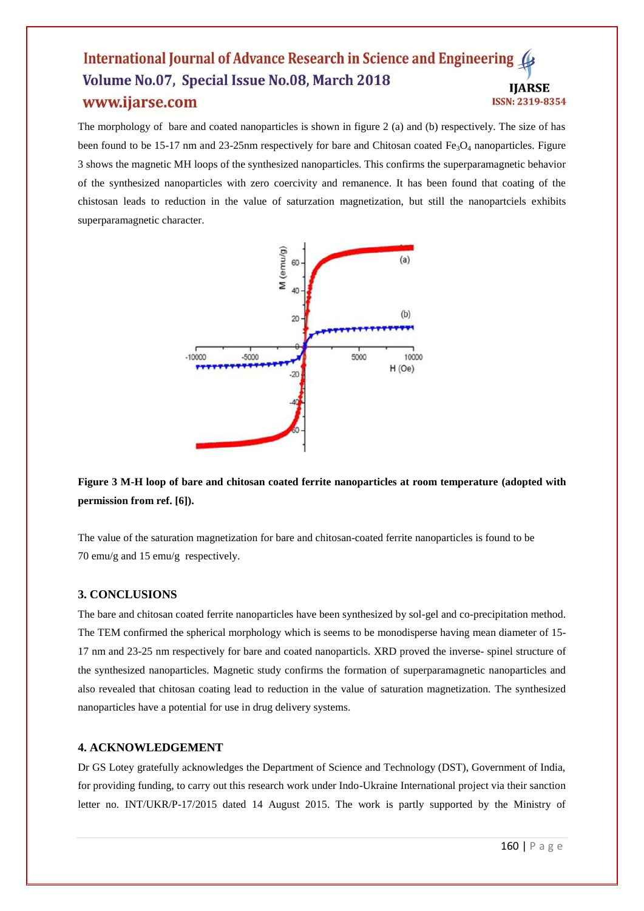The morphology of bare and coated nanoparticles is shown in figure 2 (a) and (b) respectively. The size of has been found to be 15-17 nm and 23-25nm respectively for bare and Chitosan coated $Fe_3O_4$ nanoparticles. Figure 3 shows the magnetic MH loops of the synthesized nanoparticles. This confirms the superparamagnetic behavior of the synthesized nanoparticles with zero coercivity and remanence. It has been found that coating of the chistosan leads to reduction in the value of saturzation magnetization, but still the nanopartciels exhibits superparamagnetic character.

**Figure 3 M-H loop of bare and chitosan coated ferrite nanoparticles at room temperature (adopted with permission from ref. [6]).**

The value of the saturation magnetization for bare and chitosan-coated ferrite nanoparticles is found to be 70 emu/g and 15 emu/g respectively.

## 3. CONCLUSIONS

The bare and chitosan coated ferrite nanoparticles have been synthesized by sol-gel and co-precipitation method. The TEM confirmed the spherical morphology which is seems to be monodisperse having mean diameter of 15-17 nm and 23-25 nm respectively for bare and coated nanoparticls. XRD proved the inverse- spinel structure of the synthesized nanoparticles. Magnetic study confirms the formation of superparamagnetic nanoparticles and also revealed that chitosan coating lead to reduction in the value of saturation magnetization. The synthesized nanoparticles have a potential for use in drug delivery systems.

## 4. ACKNOWLEDGEMENT

Dr GS Lotey gratefully acknowledges the Department of Science and Technology (DST), Government of India, for providing funding, to carry out this research work under Indo-Ukraine International project via their sanction letter no. INT/UKR/P-17/2015 dated 14 August 2015. The work is partly supported by the Ministry of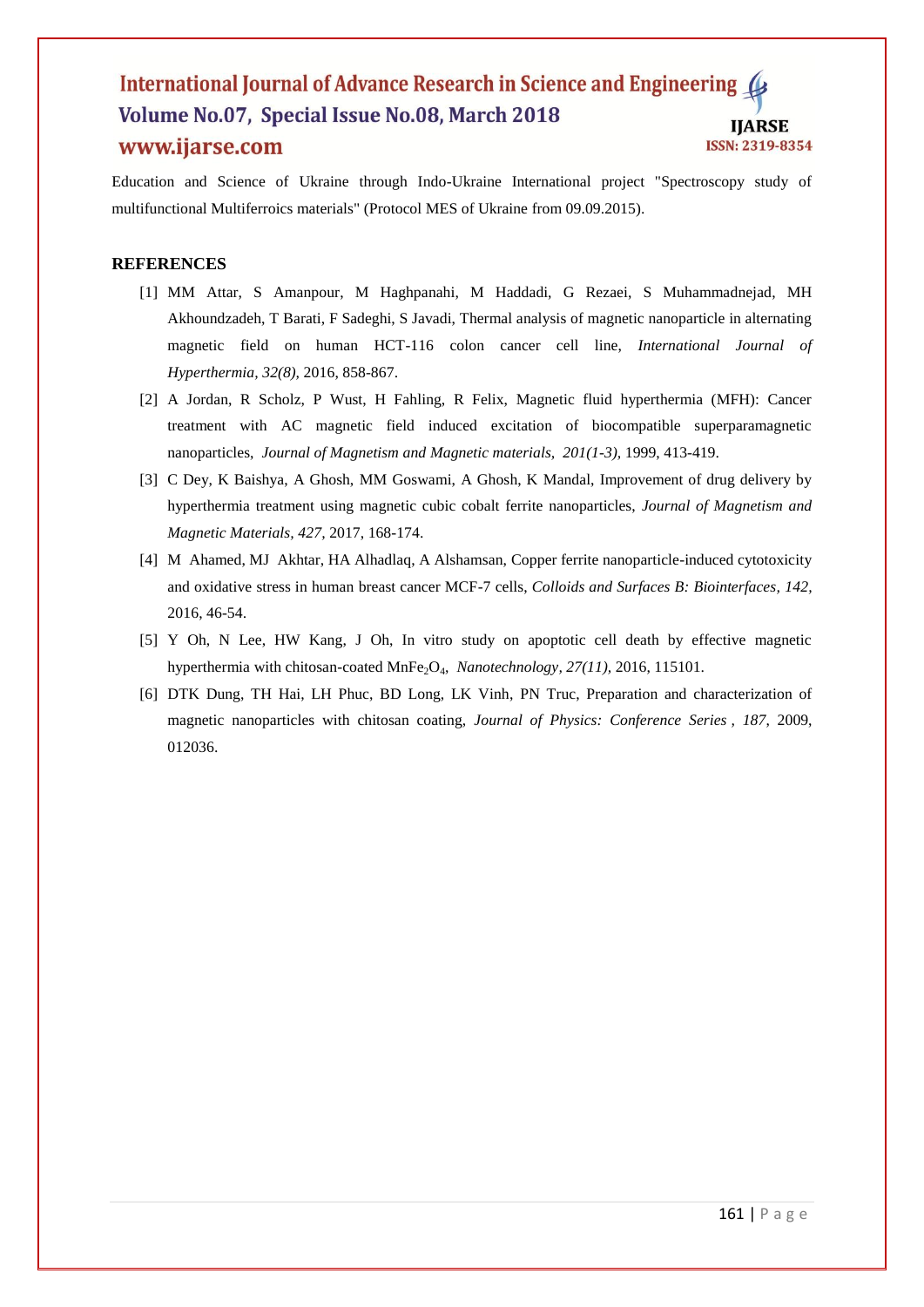Education and Science of Ukraine through Indo-Ukraine International project "Spectroscopy study of multifunctional Multiferroics materials" (Protocol MES of Ukraine from 09.09.2015).

## REFERENCES

[1] MM Attar, S Amanpour, M Haghpanahi, M Haddadi, G Rezaei, S Muhammadnejad, MH Akhoundzadeh, T Barati, F Sadeghi, S Javadi, Thermal analysis of magnetic nanoparticle in alternating magnetic field on human HCT-116 colon cancer cell line, *International Journal of Hyperthermia, 32(8),* 2016, 858-867.

[2] A Jordan, R Scholz, P Wust, H Fahling, R Felix, Magnetic fluid hyperthermia (MFH): Cancer treatment with AC magnetic field induced excitation of biocompatible superparamagnetic nanoparticles, *Journal of Magnetism and Magnetic materials, 201(1-3)*, 1999, 413-419.

[3] C Dey, K Baishya, A Ghosh, MM Goswami, A Ghosh, K Mandal, Improvement of drug delivery by hyperthermia treatment using magnetic cubic cobalt ferrite nanoparticles, *Journal of Magnetism and Magnetic Materials, 427*, 2017, 168-174.

[4] M Ahamed, MJ Akhtar, HA Alhadlaq, A Alshamsan, Copper ferrite nanoparticle-induced cytotoxicity and oxidative stress in human breast cancer MCF-7 cells, *Colloids and Surfaces B: Biointerfaces, 142,* 2016, 46-54.

[5] Y Oh, N Lee, HW Kang, J Oh, In vitro study on apoptotic cell death by effective magnetic hyperthermia with chitosan-coated $MnFe_2O_4$, *Nanotechnology, 27(11),* 2016, 115101.

[6] DTK Dung, TH Hai, LH Phuc, BD Long, LK Vinh, PN Truc, Preparation and characterization of magnetic nanoparticles with chitosan coating, *Journal of Physics: Conference Series , 187,* 2009, 012036.